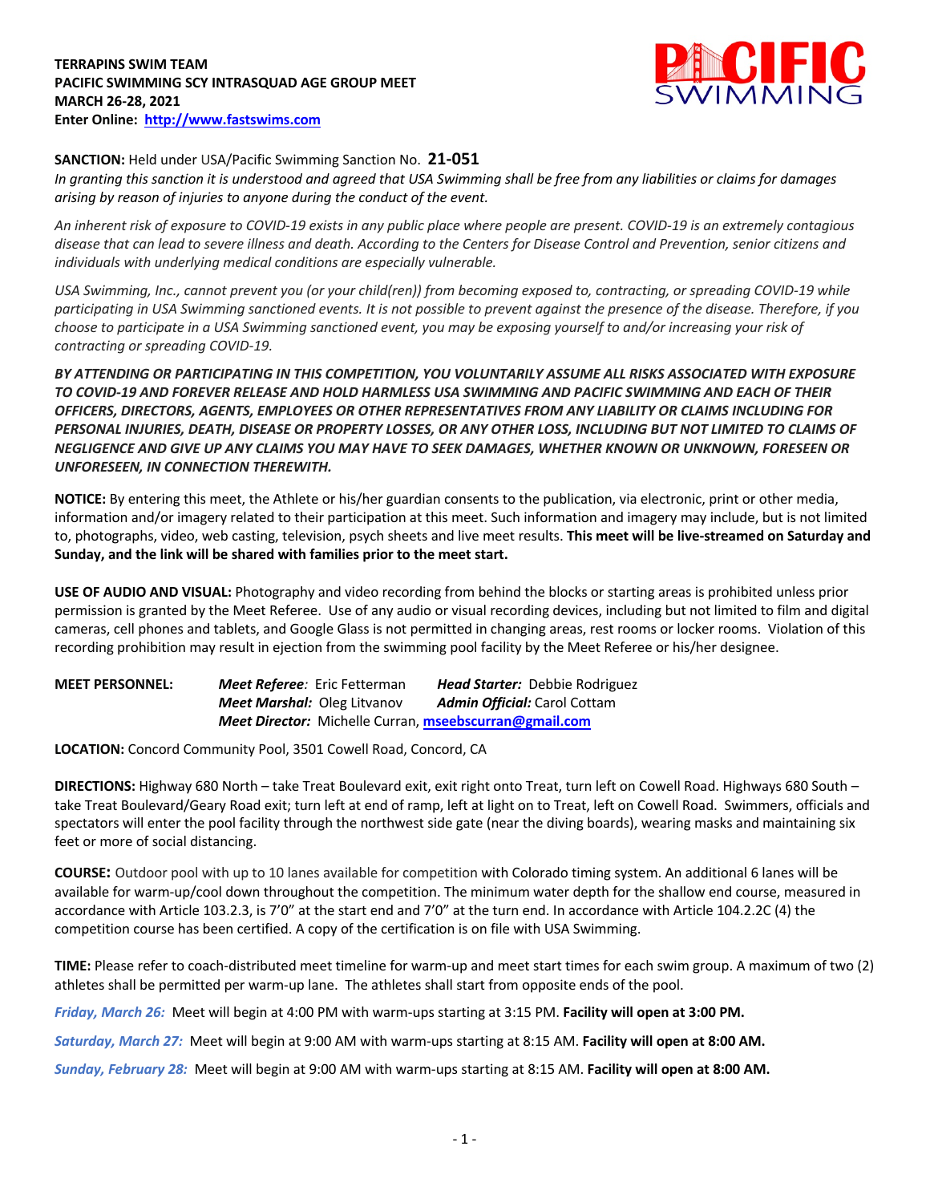**TERRAPINS SWIM TEAM**
**PACIFIC SWIMMING SCY INTRASQUAD AGE GROUP MEET**
**MARCH 26-28, 2021**
**Enter Online: [http://www.fastswims.com](http://www.fastswims.com)**

**SANCTION:** Held under USA/Pacific Swimming Sanction No. **21-051**
*In granting this sanction it is understood and agreed that USA Swimming shall be free from any liabilities or claims for damages arising by reason of injuries to anyone during the conduct of the event.*

*An inherent risk of exposure to COVID-19 exists in any public place where people are present. COVID-19 is an extremely contagious disease that can lead to severe illness and death. According to the Centers for Disease Control and Prevention, senior citizens and individuals with underlying medical conditions are especially vulnerable.*

*USA Swimming, Inc., cannot prevent you (or your child(ren)) from becoming exposed to, contracting, or spreading COVID-19 while participating in USA Swimming sanctioned events. It is not possible to prevent against the presence of the disease. Therefore, if you choose to participate in a USA Swimming sanctioned event, you may be exposing yourself to and/or increasing your risk of contracting or spreading COVID-19.*

***BY ATTENDING OR PARTICIPATING IN THIS COMPETITION, YOU VOLUNTARILY ASSUME ALL RISKS ASSOCIATED WITH EXPOSURE TO COVID-19 AND FOREVER RELEASE AND HOLD HARMLESS USA SWIMMING AND PACIFIC SWIMMING AND EACH OF THEIR OFFICERS, DIRECTORS, AGENTS, EMPLOYEES OR OTHER REPRESENTATIVES FROM ANY LIABILITY OR CLAIMS INCLUDING FOR PERSONAL INJURIES, DEATH, DISEASE OR PROPERTY LOSSES, OR ANY OTHER LOSS, INCLUDING BUT NOT LIMITED TO CLAIMS OF NEGLIGENCE AND GIVE UP ANY CLAIMS YOU MAY HAVE TO SEEK DAMAGES, WHETHER KNOWN OR UNKNOWN, FORESEEN OR UNFORESEEN, IN CONNECTION THEREWITH.***

**NOTICE:** By entering this meet, the Athlete or his/her guardian consents to the publication, via electronic, print or other media, information and/or imagery related to their participation at this meet. Such information and imagery may include, but is not limited to, photographs, video, web casting, television, psych sheets and live meet results. **This meet will be live-streamed on Saturday and Sunday, and the link will be shared with families prior to the meet start.**

**USE OF AUDIO AND VISUAL:** Photography and video recording from behind the blocks or starting areas is prohibited unless prior permission is granted by the Meet Referee. Use of any audio or visual recording devices, including but not limited to film and digital cameras, cell phones and tablets, and Google Glass is not permitted in changing areas, rest rooms or locker rooms. Violation of this recording prohibition may result in ejection from the swimming pool facility by the Meet Referee or his/her designee.

**MEET PERSONNEL:**
***Meet Referee**:* Eric Fetterman — ***Head Starter:*** Debbie Rodriguez
***Meet Marshal:*** Oleg Litvanov — ***Admin Official:*** Carol Cottam
***Meet Director:*** Michelle Curran, **[mseebscurran@gmail.com](mailto:mseebscurran@gmail.com)**

**LOCATION:** Concord Community Pool, 3501 Cowell Road, Concord, CA

**DIRECTIONS:** Highway 680 North – take Treat Boulevard exit, exit right onto Treat, turn left on Cowell Road. Highways 680 South – take Treat Boulevard/Geary Road exit; turn left at end of ramp, left at light on to Treat, left on Cowell Road. Swimmers, officials and spectators will enter the pool facility through the northwest side gate (near the diving boards), wearing masks and maintaining six feet or more of social distancing.

**COURSE:** Outdoor pool with up to 10 lanes available for competition with Colorado timing system. An additional 6 lanes will be available for warm-up/cool down throughout the competition. The minimum water depth for the shallow end course, measured in accordance with Article 103.2.3, is 7'0" at the start end and 7'0" at the turn end. In accordance with Article 104.2.2C (4) the competition course has been certified. A copy of the certification is on file with USA Swimming.

**TIME:** Please refer to coach-distributed meet timeline for warm-up and meet start times for each swim group. A maximum of two (2) athletes shall be permitted per warm-up lane. The athletes shall start from opposite ends of the pool.

***Friday, March 26:*** Meet will begin at 4:00 PM with warm-ups starting at 3:15 PM. **Facility will open at 3:00 PM.**

***Saturday, March 27:*** Meet will begin at 9:00 AM with warm-ups starting at 8:15 AM. **Facility will open at 8:00 AM.**

***Sunday, February 28:*** Meet will begin at 9:00 AM with warm-ups starting at 8:15 AM. **Facility will open at 8:00 AM.**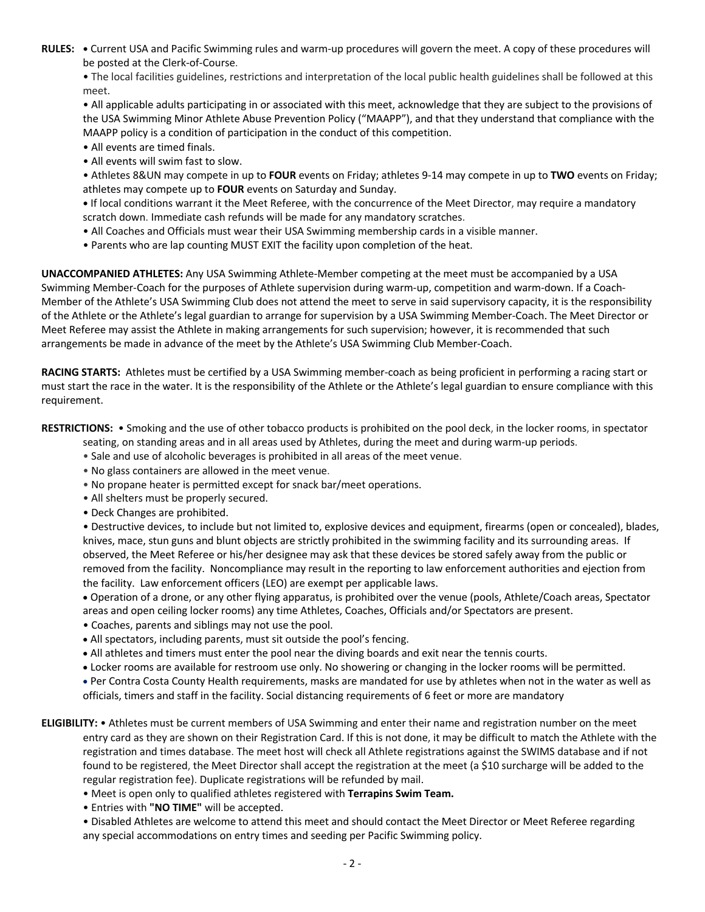**RULES:** • Current USA and Pacific Swimming rules and warm-up procedures will govern the meet. A copy of these procedures will be posted at the Clerk-of-Course.

• The local facilities guidelines, restrictions and interpretation of the local public health guidelines shall be followed at this meet.

• All applicable adults participating in or associated with this meet, acknowledge that they are subject to the provisions of the USA Swimming Minor Athlete Abuse Prevention Policy ("MAAPP"), and that they understand that compliance with the MAAPP policy is a condition of participation in the conduct of this competition.

• All events are timed finals.

• All events will swim fast to slow.

• Athletes 8&UN may compete in up to **FOUR** events on Friday; athletes 9-14 may compete in up to **TWO** events on Friday; athletes may compete up to **FOUR** events on Saturday and Sunday.

• If local conditions warrant it the Meet Referee, with the concurrence of the Meet Director, may require a mandatory scratch down. Immediate cash refunds will be made for any mandatory scratches.

• All Coaches and Officials must wear their USA Swimming membership cards in a visible manner.

• Parents who are lap counting MUST EXIT the facility upon completion of the heat.

**UNACCOMPANIED ATHLETES:** Any USA Swimming Athlete-Member competing at the meet must be accompanied by a USA Swimming Member-Coach for the purposes of Athlete supervision during warm-up, competition and warm-down. If a Coach-Member of the Athlete's USA Swimming Club does not attend the meet to serve in said supervisory capacity, it is the responsibility of the Athlete or the Athlete's legal guardian to arrange for supervision by a USA Swimming Member-Coach. The Meet Director or Meet Referee may assist the Athlete in making arrangements for such supervision; however, it is recommended that such arrangements be made in advance of the meet by the Athlete's USA Swimming Club Member-Coach.

**RACING STARTS:** Athletes must be certified by a USA Swimming member-coach as being proficient in performing a racing start or must start the race in the water. It is the responsibility of the Athlete or the Athlete's legal guardian to ensure compliance with this requirement.

**RESTRICTIONS:** • Smoking and the use of other tobacco products is prohibited on the pool deck, in the locker rooms, in spectator seating, on standing areas and in all areas used by Athletes, during the meet and during warm-up periods.

• Sale and use of alcoholic beverages is prohibited in all areas of the meet venue.

• No glass containers are allowed in the meet venue.

• No propane heater is permitted except for snack bar/meet operations.

• All shelters must be properly secured.

• Deck Changes are prohibited.

• Destructive devices, to include but not limited to, explosive devices and equipment, firearms (open or concealed), blades, knives, mace, stun guns and blunt objects are strictly prohibited in the swimming facility and its surrounding areas. If observed, the Meet Referee or his/her designee may ask that these devices be stored safely away from the public or removed from the facility. Noncompliance may result in the reporting to law enforcement authorities and ejection from the facility. Law enforcement officers (LEO) are exempt per applicable laws.

• Operation of a drone, or any other flying apparatus, is prohibited over the venue (pools, Athlete/Coach areas, Spectator areas and open ceiling locker rooms) any time Athletes, Coaches, Officials and/or Spectators are present.

• Coaches, parents and siblings may not use the pool.

• All spectators, including parents, must sit outside the pool's fencing.

• All athletes and timers must enter the pool near the diving boards and exit near the tennis courts.

• Locker rooms are available for restroom use only. No showering or changing in the locker rooms will be permitted.

• Per Contra Costa County Health requirements, masks are mandated for use by athletes when not in the water as well as officials, timers and staff in the facility. Social distancing requirements of 6 feet or more are mandatory

**ELIGIBILITY:** • Athletes must be current members of USA Swimming and enter their name and registration number on the meet entry card as they are shown on their Registration Card. If this is not done, it may be difficult to match the Athlete with the registration and times database. The meet host will check all Athlete registrations against the SWIMS database and if not found to be registered, the Meet Director shall accept the registration at the meet (a $10 surcharge will be added to the regular registration fee). Duplicate registrations will be refunded by mail.

• Meet is open only to qualified athletes registered with **Terrapins Swim Team.**

• Entries with **"NO TIME"** will be accepted.

• Disabled Athletes are welcome to attend this meet and should contact the Meet Director or Meet Referee regarding any special accommodations on entry times and seeding per Pacific Swimming policy.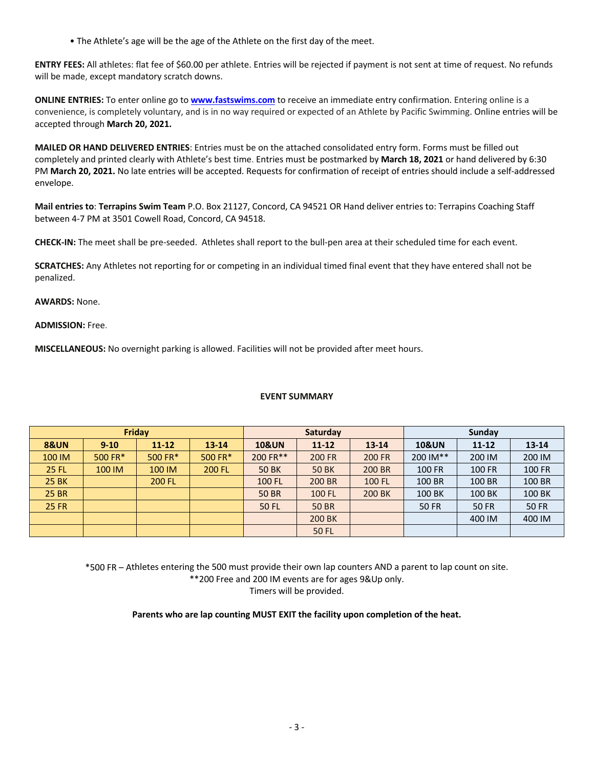- The Athlete's age will be the age of the Athlete on the first day of the meet.

**ENTRY FEES:** All athletes: flat fee of $60.00 per athlete. Entries will be rejected if payment is not sent at time of request. No refunds will be made, except mandatory scratch downs.

**ONLINE ENTRIES:** To enter online go to **www.fastswims.com** to receive an immediate entry confirmation. Entering online is a convenience, is completely voluntary, and is in no way required or expected of an Athlete by Pacific Swimming. Online entries will be accepted through **March 20, 2021.**

**MAILED OR HAND DELIVERED ENTRIES**: Entries must be on the attached consolidated entry form. Forms must be filled out completely and printed clearly with Athlete's best time. Entries must be postmarked by **March 18, 2021** or hand delivered by 6:30 PM **March 20, 2021.** No late entries will be accepted. Requests for confirmation of receipt of entries should include a self-addressed envelope.

**Mail entries to**: **Terrapins Swim Team** P.O. Box 21127, Concord, CA 94521 OR Hand deliver entries to: Terrapins Coaching Staff between 4-7 PM at 3501 Cowell Road, Concord, CA 94518.

**CHECK-IN:** The meet shall be pre-seeded. Athletes shall report to the bull-pen area at their scheduled time for each event.

**SCRATCHES:** Any Athletes not reporting for or competing in an individual timed final event that they have entered shall not be penalized.

**AWARDS:** None.

**ADMISSION:** Free.

**MISCELLANEOUS:** No overnight parking is allowed. Facilities will not be provided after meet hours.

**EVENT SUMMARY**

| Friday | | | | Saturday | | | Sunday | | |
|---|---|---|---|---|---|---|---|---|---|
| **8&UN** | **9-10** | **11-12** | **13-14** | **10&UN** | **11-12** | **13-14** | **10&UN** | **11-12** | **13-14** |
| 100 IM | 500 FR* | 500 FR* | 500 FR* | 200 FR** | 200 FR | 200 FR | 200 IM** | 200 IM | 200 IM |
| 25 FL | 100 IM | 100 IM | 200 FL | 50 BK | 50 BK | 200 BR | 100 FR | 100 FR | 100 FR |
| 25 BK | | 200 FL | | 100 FL | 200 BR | 100 FL | 100 BR | 100 BR | 100 BR |
| 25 BR | | | | 50 BR | 100 FL | 200 BK | 100 BK | 100 BK | 100 BK |
| 25 FR | | | | 50 FL | 50 BR | | 50 FR | 50 FR | 50 FR |
| | | | | | 200 BK | | | 400 IM | 400 IM |
| | | | | | 50 FL | | | | |

*500 FR – Athletes entering the 500 must provide their own lap counters AND a parent to lap count on site.
**200 Free and 200 IM events are for ages 9&Up only.
Timers will be provided.

**Parents who are lap counting MUST EXIT the facility upon completion of the heat.**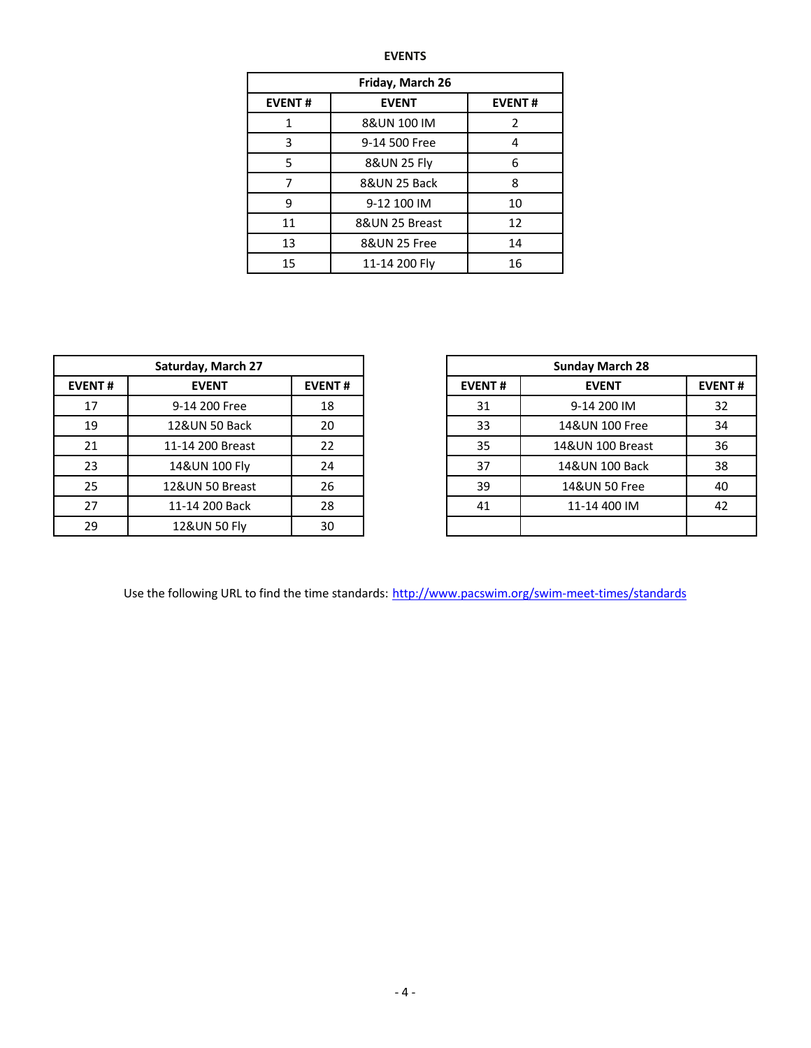# EVENTS

| Friday, March 26 | | |
|---|---|---|
| **EVENT #** | **EVENT** | **EVENT #** |
| 1 | 8&UN 100 IM | 2 |
| 3 | 9-14 500 Free | 4 |
| 5 | 8&UN 25 Fly | 6 |
| 7 | 8&UN 25 Back | 8 |
| 9 | 9-12 100 IM | 10 |
| 11 | 8&UN 25 Breast | 12 |
| 13 | 8&UN 25 Free | 14 |
| 15 | 11-14 200 Fly | 16 |

| Saturday, March 27 | | |
|---|---|---|
| **EVENT #** | **EVENT** | **EVENT #** |
| 17 | 9-14 200 Free | 18 |
| 19 | 12&UN 50 Back | 20 |
| 21 | 11-14 200 Breast | 22 |
| 23 | 14&UN 100 Fly | 24 |
| 25 | 12&UN 50 Breast | 26 |
| 27 | 11-14 200 Back | 28 |
| 29 | 12&UN 50 Fly | 30 |

| Sunday March 28 | | |
|---|---|---|
| **EVENT #** | **EVENT** | **EVENT #** |
| 31 | 9-14 200 IM | 32 |
| 33 | 14&UN 100 Free | 34 |
| 35 | 14&UN 100 Breast | 36 |
| 37 | 14&UN 100 Back | 38 |
| 39 | 14&UN 50 Free | 40 |
| 41 | 11-14 400 IM | 42 |
| | | |

Use the following URL to find the time standards: http://www.pacswim.org/swim-meet-times/standards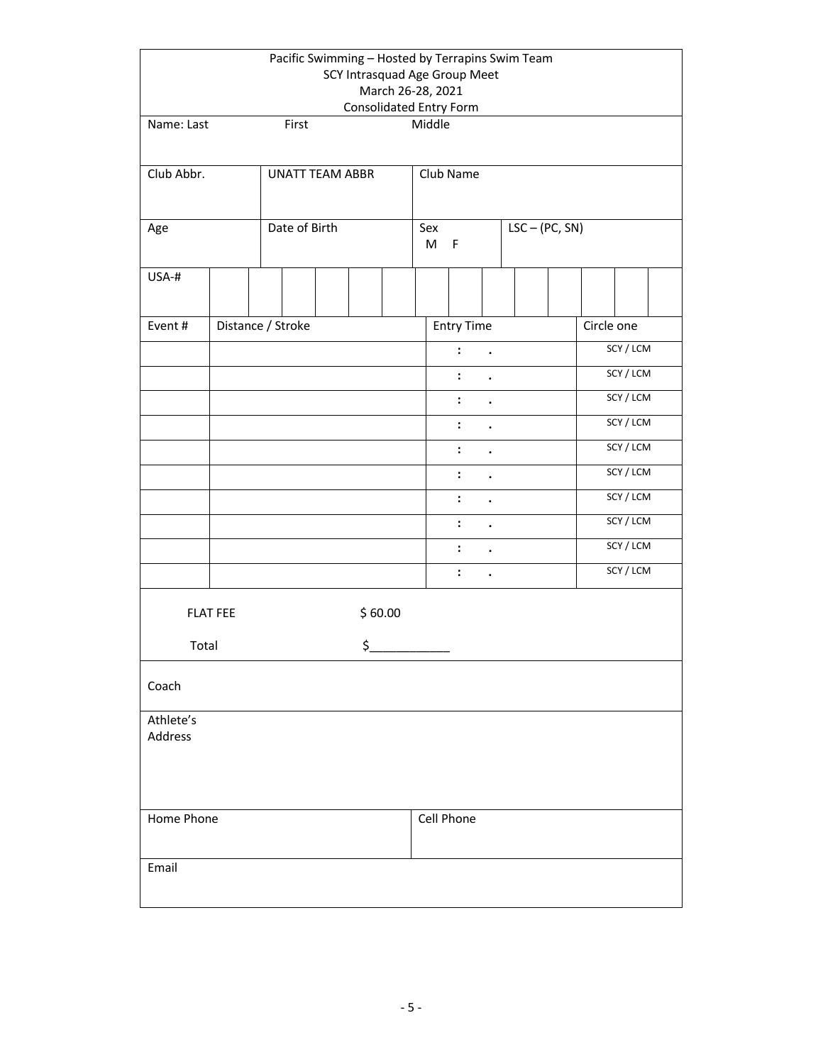Pacific Swimming – Hosted by Terrapins Swim Team
SCY Intrasquad Age Group Meet
March 26-28, 2021
Consolidated Entry Form

| | | |
|---|---|---|
| Name: Last | First | Middle |
| Club Abbr. | UNATT TEAM ABBR | Club Name |
| Age | Date of Birth | Sex M F / LSC – (PC, SN) |

| | | | | | | | | | | | | | | |
|---|---|---|---|---|---|---|---|---|---|---|---|---|---|---|
| USA-# | | | | | | | | | | | | | | |

| Event # | Distance / Stroke | Entry Time | Circle one |
|---|---|---|---|
| | | : . | SCY / LCM |
| | | : . | SCY / LCM |
| | | : . | SCY / LCM |
| | | : . | SCY / LCM |
| | | : . | SCY / LCM |
| | | : . | SCY / LCM |
| | | : . | SCY / LCM |
| | | : . | SCY / LCM |
| | | : . | SCY / LCM |
| | | : . | SCY / LCM |

FLAT FEE $ 60.00

Total $____________

| | |
|---|---|
| Coach | |
| Athlete's Address | |
| Home Phone | Cell Phone |
| Email | |